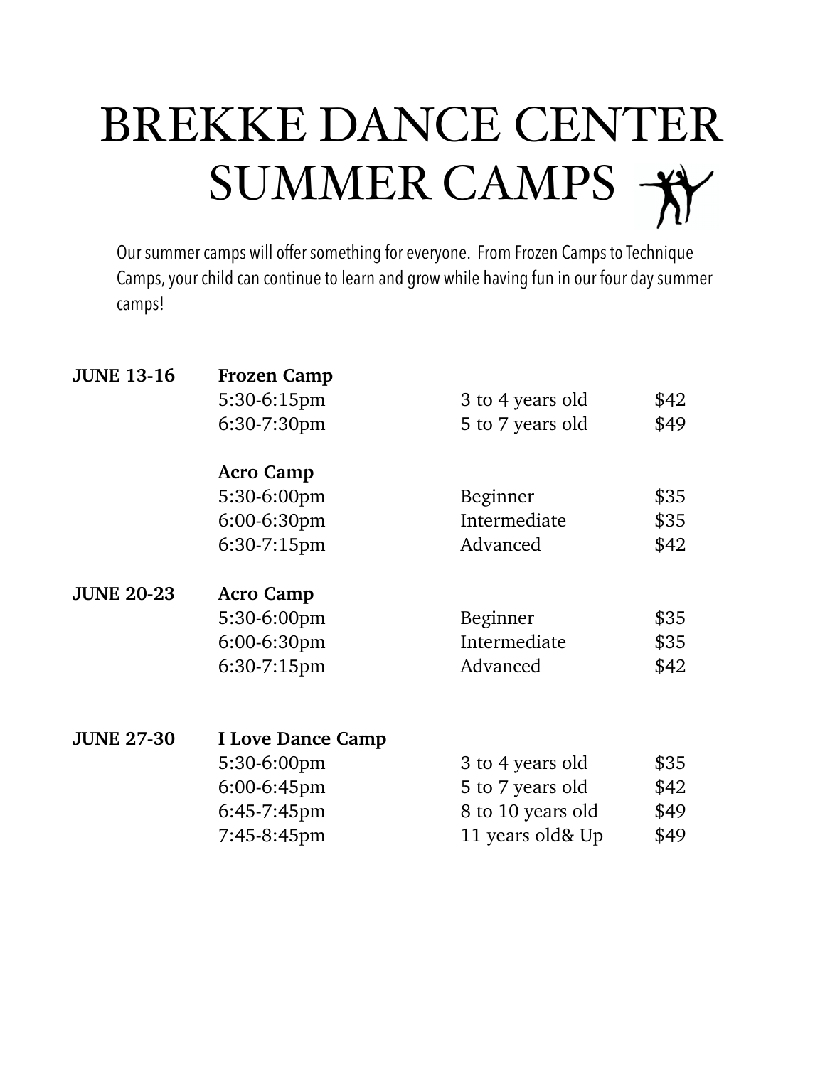# BREKKE DANCE CENTER SUMMER CAMPS

Our summer camps will offer something for everyone. From Frozen Camps to Technique Camps, your child can continue to learn and grow while having fun in our four day summer camps!

| | | | |
|---|---|---|---|
| **JUNE 13-16** | **Frozen Camp** | | |
| | 5:30-6:15pm | 3 to 4 years old | $42 |
| | 6:30-7:30pm | 5 to 7 years old | $49 |
| | **Acro Camp** | | |
| | 5:30-6:00pm | Beginner | $35 |
| | 6:00-6:30pm | Intermediate | $35 |
| | 6:30-7:15pm | Advanced | $42 |
| **JUNE 20-23** | **Acro Camp** | | |
| | 5:30-6:00pm | Beginner | $35 |
| | 6:00-6:30pm | Intermediate | $35 |
| | 6:30-7:15pm | Advanced | $42 |
| **JUNE 27-30** | **I Love Dance Camp** | | |
| | 5:30-6:00pm | 3 to 4 years old | $35 |
| | 6:00-6:45pm | 5 to 7 years old | $42 |
| | 6:45-7:45pm | 8 to 10 years old | $49 |
| | 7:45-8:45pm | 11 years old& Up | $49 |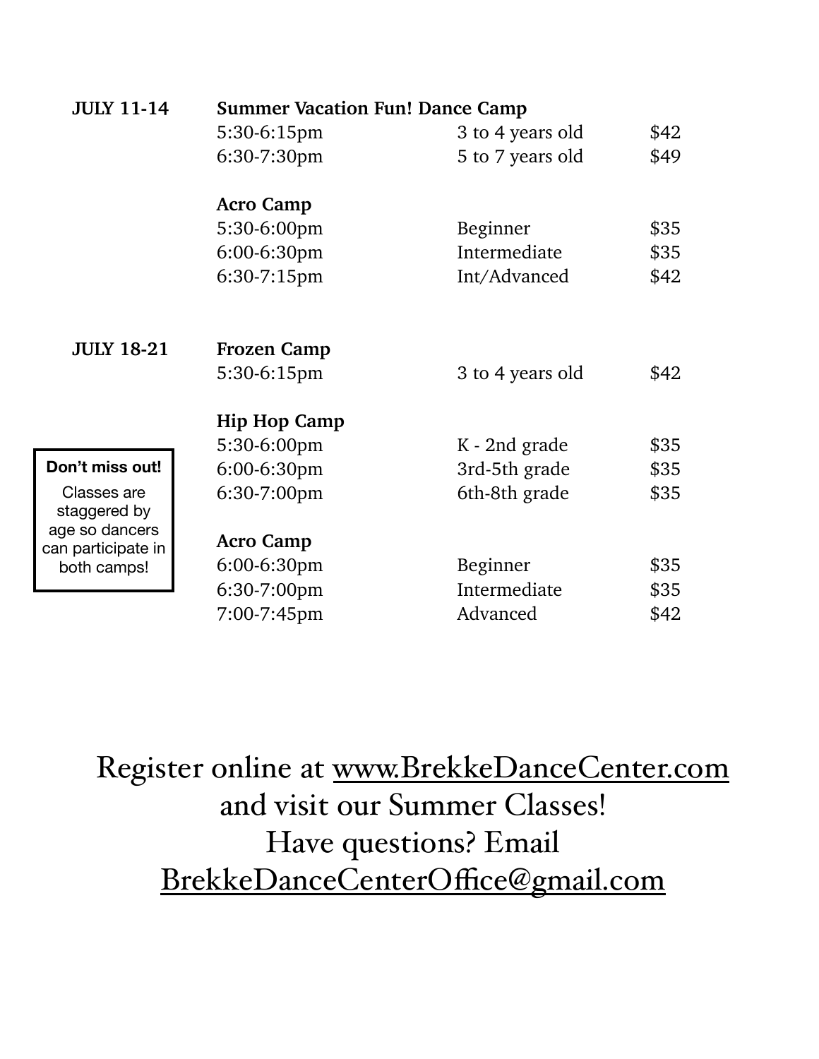| Date | Class | Level | Price |
|---|---|---|---|
| **JULY 11-14** | **Summer Vacation Fun! Dance Camp** | | |
| | 5:30-6:15pm | 3 to 4 years old | $42 |
| | 6:30-7:30pm | 5 to 7 years old | $49 |
| | **Acro Camp** | | |
| | 5:30-6:00pm | Beginner | $35 |
| | 6:00-6:30pm | Intermediate | $35 |
| | 6:30-7:15pm | Int/Advanced | $42 |
| **JULY 18-21** | **Frozen Camp** | | |
| | 5:30-6:15pm | 3 to 4 years old | $42 |
| | **Hip Hop Camp** | | |
| | 5:30-6:00pm | K - 2nd grade | $35 |
| | 6:00-6:30pm | 3rd-5th grade | $35 |
| | 6:30-7:00pm | 6th-8th grade | $35 |
| | **Acro Camp** | | |
| | 6:00-6:30pm | Beginner | $35 |
| | 6:30-7:00pm | Intermediate | $35 |
| | 7:00-7:45pm | Advanced | $42 |

**Don't miss out!**

Classes are staggered by age so dancers can participate in both camps!

Register online at www.BrekkeDanceCenter.com
and visit our Summer Classes!
Have questions? Email
BrekkeDanceCenterOffice@gmail.com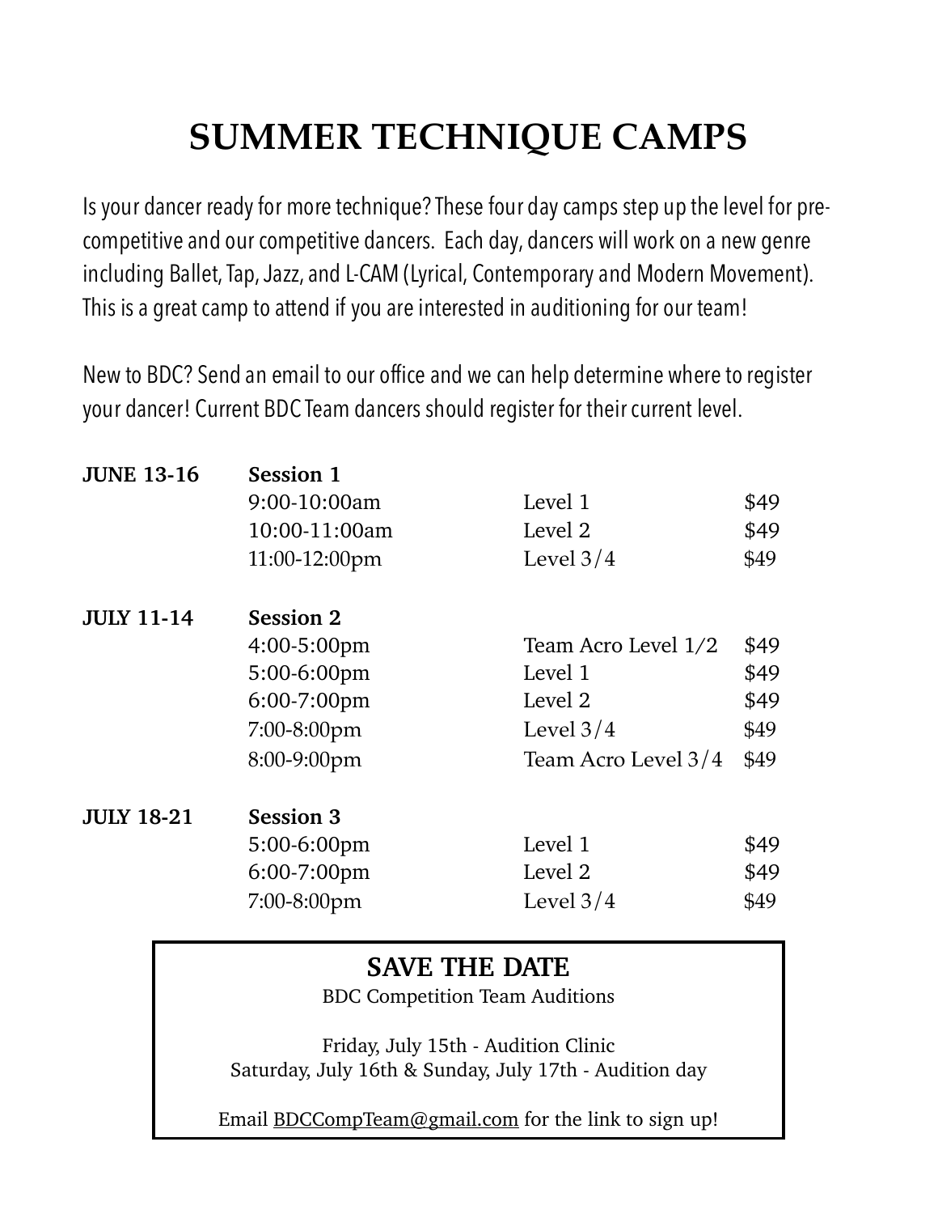# SUMMER TECHNIQUE CAMPS

Is your dancer ready for more technique? These four day camps step up the level for pre-competitive and our competitive dancers. Each day, dancers will work on a new genre including Ballet, Tap, Jazz, and L-CAM (Lyrical, Contemporary and Modern Movement). This is a great camp to attend if you are interested in auditioning for our team!

New to BDC? Send an email to our office and we can help determine where to register your dancer! Current BDC Team dancers should register for their current level.

| | | | |
|---|---|---|---|
| **JUNE 13-16** | **Session 1** | | |
| | 9:00-10:00am | Level 1 | $49 |
| | 10:00-11:00am | Level 2 | $49 |
| | 11:00-12:00pm | Level 3/4 | $49 |
| **JULY 11-14** | **Session 2** | | |
| | 4:00-5:00pm | Team Acro Level 1/2 | $49 |
| | 5:00-6:00pm | Level 1 | $49 |
| | 6:00-7:00pm | Level 2 | $49 |
| | 7:00-8:00pm | Level 3/4 | $49 |
| | 8:00-9:00pm | Team Acro Level 3/4 | $49 |
| **JULY 18-21** | **Session 3** | | |
| | 5:00-6:00pm | Level 1 | $49 |
| | 6:00-7:00pm | Level 2 | $49 |
| | 7:00-8:00pm | Level 3/4 | $49 |

## SAVE THE DATE

BDC Competition Team Auditions

Friday, July 15th - Audition Clinic
Saturday, July 16th & Sunday, July 17th - Audition day

Email BDCCompTeam@gmail.com for the link to sign up!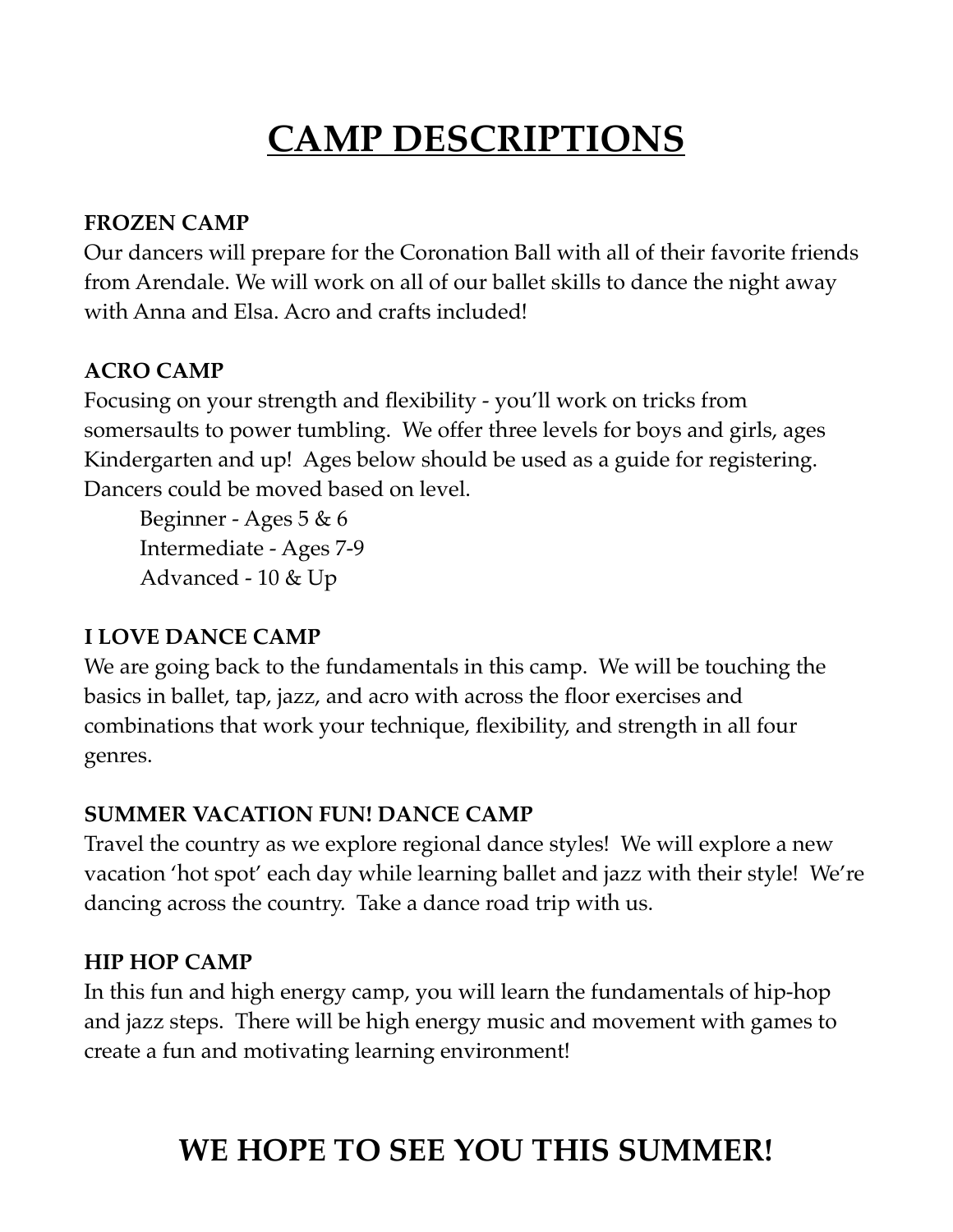# CAMP DESCRIPTIONS

**FROZEN CAMP**

Our dancers will prepare for the Coronation Ball with all of their favorite friends from Arendale. We will work on all of our ballet skills to dance the night away with Anna and Elsa. Acro and crafts included!

**ACRO CAMP**

Focusing on your strength and flexibility - you'll work on tricks from somersaults to power tumbling. We offer three levels for boys and girls, ages Kindergarten and up! Ages below should be used as a guide for registering. Dancers could be moved based on level.

- Beginner - Ages 5 & 6
- Intermediate - Ages 7-9
- Advanced - 10 & Up

**I LOVE DANCE CAMP**

We are going back to the fundamentals in this camp. We will be touching the basics in ballet, tap, jazz, and acro with across the floor exercises and combinations that work your technique, flexibility, and strength in all four genres.

**SUMMER VACATION FUN! DANCE CAMP**

Travel the country as we explore regional dance styles! We will explore a new vacation 'hot spot' each day while learning ballet and jazz with their style! We're dancing across the country. Take a dance road trip with us.

**HIP HOP CAMP**

In this fun and high energy camp, you will learn the fundamentals of hip-hop and jazz steps. There will be high energy music and movement with games to create a fun and motivating learning environment!

## WE HOPE TO SEE YOU THIS SUMMER!